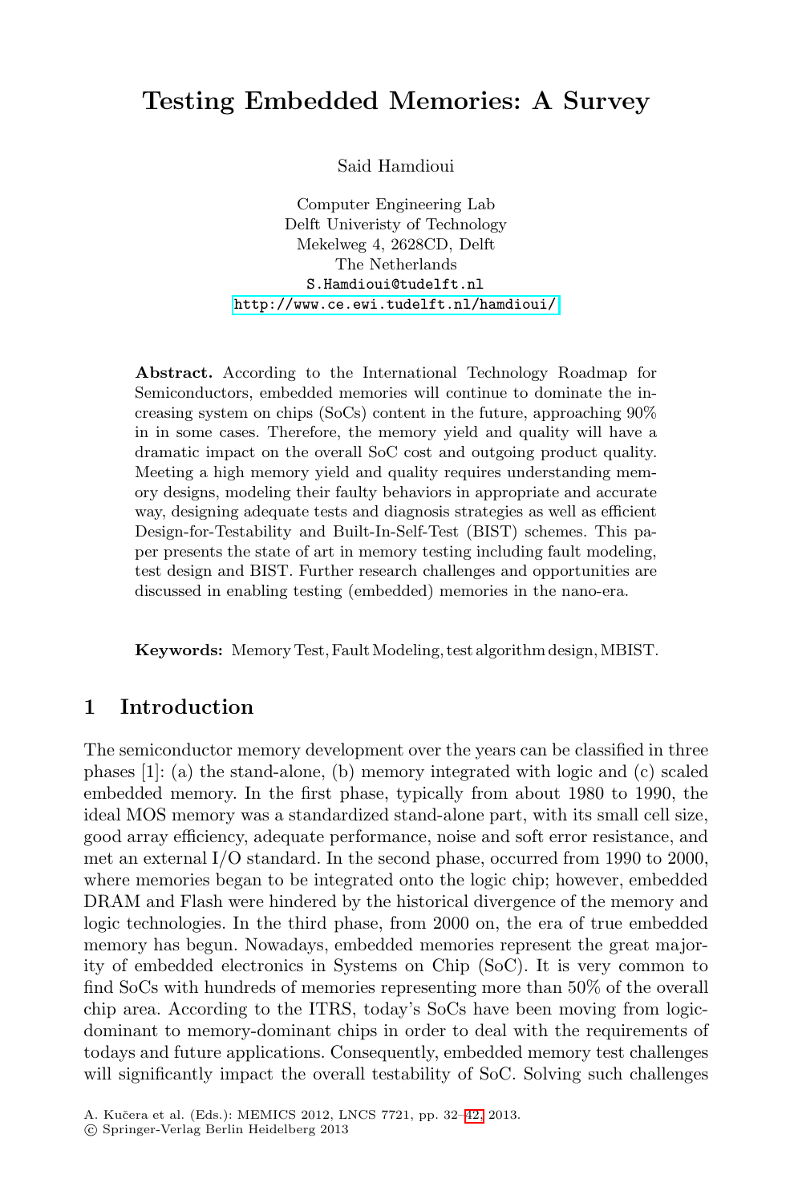# Testing Embedded Memories: A Survey

Said Hamdioui

Computer Engineering Lab
Delft Univeristy of Technology
Mekelweg 4, 2628CD, Delft
The Netherlands
S.Hamdioui@tudelft.nl
http://www.ce.ewi.tudelft.nl/hamdioui/

**Abstract.** According to the International Technology Roadmap for Semiconductors, embedded memories will continue to dominate the increasing system on chips (SoCs) content in the future, approaching 90% in in some cases. Therefore, the memory yield and quality will have a dramatic impact on the overall SoC cost and outgoing product quality. Meeting a high memory yield and quality requires understanding memory designs, modeling their faulty behaviors in appropriate and accurate way, designing adequate tests and diagnosis strategies as well as efficient Design-for-Testability and Built-In-Self-Test (BIST) schemes. This paper presents the state of art in memory testing including fault modeling, test design and BIST. Further research challenges and opportunities are discussed in enabling testing (embedded) memories in the nano-era.

**Keywords:** Memory Test, Fault Modeling, test algorithm design, MBIST.

## 1 Introduction

The semiconductor memory development over the years can be classified in three phases [1]: (a) the stand-alone, (b) memory integrated with logic and (c) scaled embedded memory. In the first phase, typically from about 1980 to 1990, the ideal MOS memory was a standardized stand-alone part, with its small cell size, good array efficiency, adequate performance, noise and soft error resistance, and met an external I/O standard. In the second phase, occurred from 1990 to 2000, where memories began to be integrated onto the logic chip; however, embedded DRAM and Flash were hindered by the historical divergence of the memory and logic technologies. In the third phase, from 2000 on, the era of true embedded memory has begun. Nowadays, embedded memories represent the great majority of embedded electronics in Systems on Chip (SoC). It is very common to find SoCs with hundreds of memories representing more than 50% of the overall chip area. According to the ITRS, today's SoCs have been moving from logic-dominant to memory-dominant chips in order to deal with the requirements of todays and future applications. Consequently, embedded memory test challenges will significantly impact the overall testability of SoC. Solving such challenges

A. Kučera et al. (Eds.): MEMICS 2012, LNCS 7721, pp. 32–42, 2013.
© Springer-Verlag Berlin Heidelberg 2013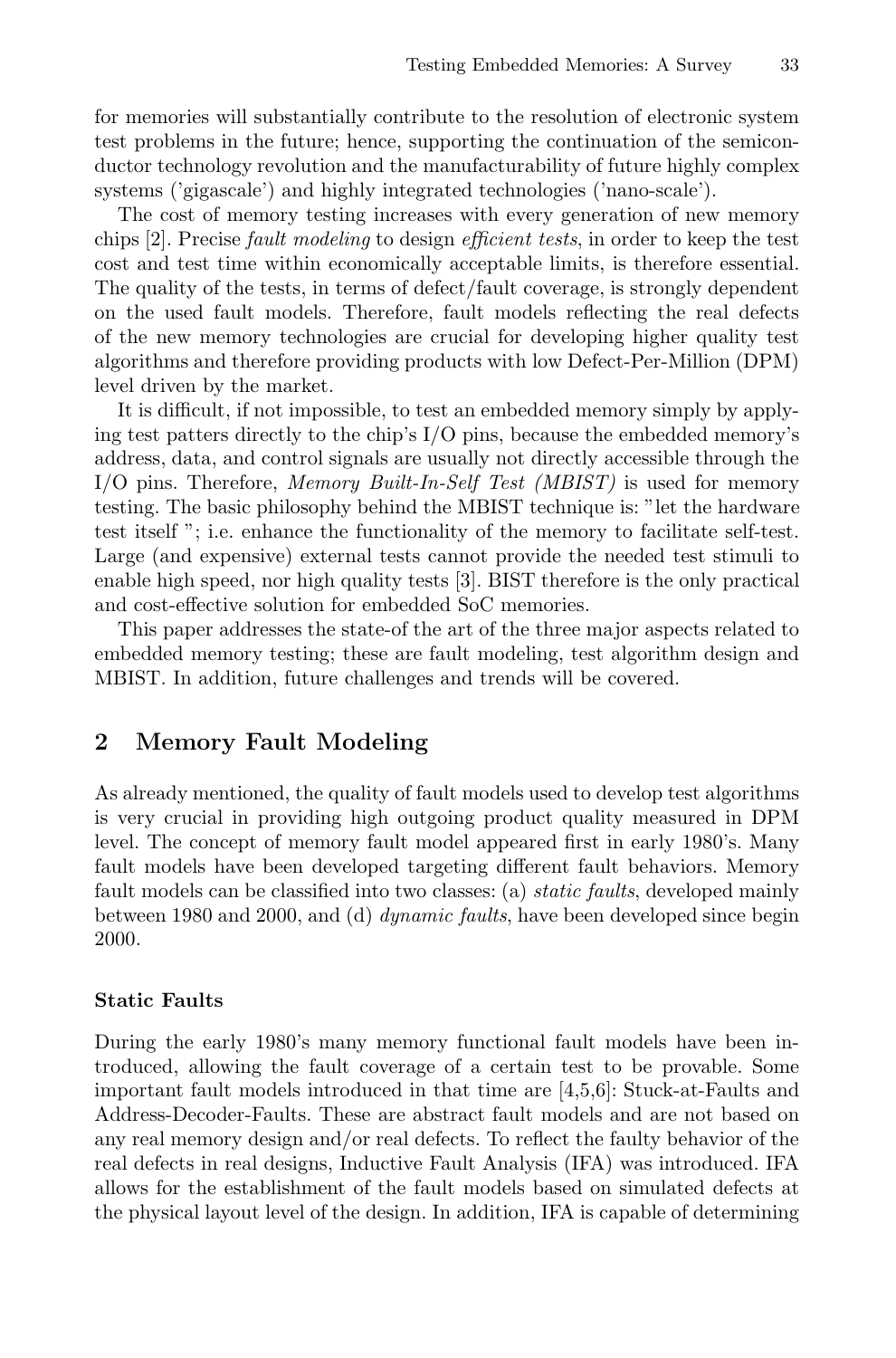for memories will substantially contribute to the resolution of electronic system test problems in the future; hence, supporting the continuation of the semiconductor technology revolution and the manufacturability of future highly complex systems ('gigascale') and highly integrated technologies ('nano-scale').

The cost of memory testing increases with every generation of new memory chips [2]. Precise *fault modeling* to design *efficient tests*, in order to keep the test cost and test time within economically acceptable limits, is therefore essential. The quality of the tests, in terms of defect/fault coverage, is strongly dependent on the used fault models. Therefore, fault models reflecting the real defects of the new memory technologies are crucial for developing higher quality test algorithms and therefore providing products with low Defect-Per-Million (DPM) level driven by the market.

It is difficult, if not impossible, to test an embedded memory simply by applying test patters directly to the chip's I/O pins, because the embedded memory's address, data, and control signals are usually not directly accessible through the I/O pins. Therefore, *Memory Built-In-Self Test (MBIST)* is used for memory testing. The basic philosophy behind the MBIST technique is: "let the hardware test itself "; i.e. enhance the functionality of the memory to facilitate self-test. Large (and expensive) external tests cannot provide the needed test stimuli to enable high speed, nor high quality tests [3]. BIST therefore is the only practical and cost-effective solution for embedded SoC memories.

This paper addresses the state-of the art of the three major aspects related to embedded memory testing; these are fault modeling, test algorithm design and MBIST. In addition, future challenges and trends will be covered.

## 2 Memory Fault Modeling

As already mentioned, the quality of fault models used to develop test algorithms is very crucial in providing high outgoing product quality measured in DPM level. The concept of memory fault model appeared first in early 1980's. Many fault models have been developed targeting different fault behaviors. Memory fault models can be classified into two classes: (a) *static faults*, developed mainly between 1980 and 2000, and (d) *dynamic faults*, have been developed since begin 2000.

#### Static Faults

During the early 1980's many memory functional fault models have been introduced, allowing the fault coverage of a certain test to be provable. Some important fault models introduced in that time are [4,5,6]: Stuck-at-Faults and Address-Decoder-Faults. These are abstract fault models and are not based on any real memory design and/or real defects. To reflect the faulty behavior of the real defects in real designs, Inductive Fault Analysis (IFA) was introduced. IFA allows for the establishment of the fault models based on simulated defects at the physical layout level of the design. In addition, IFA is capable of determining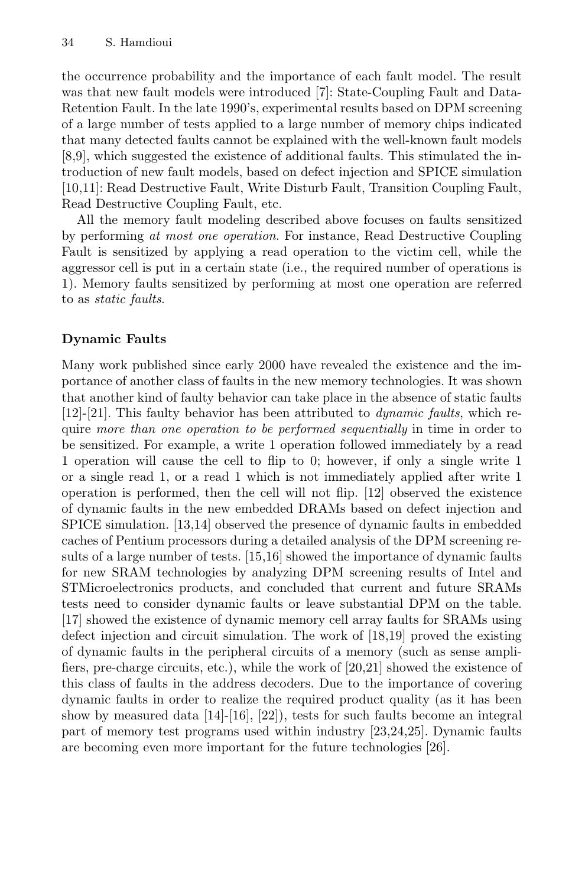the occurrence probability and the importance of each fault model. The result was that new fault models were introduced [7]: State-Coupling Fault and Data-Retention Fault. In the late 1990's, experimental results based on DPM screening of a large number of tests applied to a large number of memory chips indicated that many detected faults cannot be explained with the well-known fault models [8,9], which suggested the existence of additional faults. This stimulated the introduction of new fault models, based on defect injection and SPICE simulation [10,11]: Read Destructive Fault, Write Disturb Fault, Transition Coupling Fault, Read Destructive Coupling Fault, etc.

All the memory fault modeling described above focuses on faults sensitized by performing *at most one operation*. For instance, Read Destructive Coupling Fault is sensitized by applying a read operation to the victim cell, while the aggressor cell is put in a certain state (i.e., the required number of operations is 1). Memory faults sensitized by performing at most one operation are referred to as *static faults*.

### Dynamic Faults

Many work published since early 2000 have revealed the existence and the importance of another class of faults in the new memory technologies. It was shown that another kind of faulty behavior can take place in the absence of static faults [12]-[21]. This faulty behavior has been attributed to *dynamic faults*, which require *more than one operation to be performed sequentially* in time in order to be sensitized. For example, a write 1 operation followed immediately by a read 1 operation will cause the cell to flip to 0; however, if only a single write 1 or a single read 1, or a read 1 which is not immediately applied after write 1 operation is performed, then the cell will not flip. [12] observed the existence of dynamic faults in the new embedded DRAMs based on defect injection and SPICE simulation. [13,14] observed the presence of dynamic faults in embedded caches of Pentium processors during a detailed analysis of the DPM screening results of a large number of tests. [15,16] showed the importance of dynamic faults for new SRAM technologies by analyzing DPM screening results of Intel and STMicroelectronics products, and concluded that current and future SRAMs tests need to consider dynamic faults or leave substantial DPM on the table. [17] showed the existence of dynamic memory cell array faults for SRAMs using defect injection and circuit simulation. The work of [18,19] proved the existing of dynamic faults in the peripheral circuits of a memory (such as sense amplifiers, pre-charge circuits, etc.), while the work of [20,21] showed the existence of this class of faults in the address decoders. Due to the importance of covering dynamic faults in order to realize the required product quality (as it has been show by measured data [14]-[16], [22]), tests for such faults become an integral part of memory test programs used within industry [23,24,25]. Dynamic faults are becoming even more important for the future technologies [26].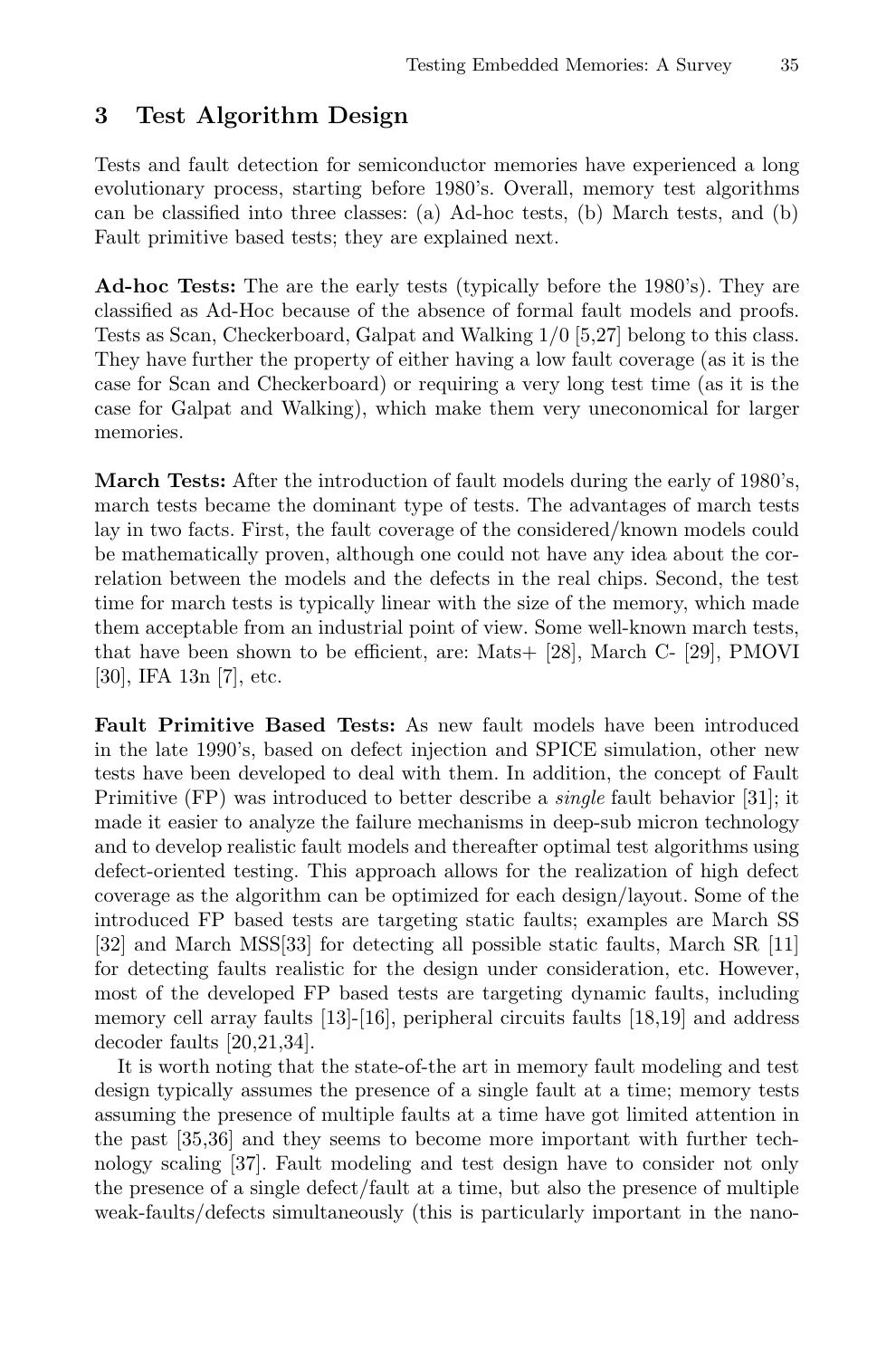## 3 Test Algorithm Design

Tests and fault detection for semiconductor memories have experienced a long evolutionary process, starting before 1980's. Overall, memory test algorithms can be classified into three classes: (a) Ad-hoc tests, (b) March tests, and (b) Fault primitive based tests; they are explained next.

**Ad-hoc Tests:** The are the early tests (typically before the 1980's). They are classified as Ad-Hoc because of the absence of formal fault models and proofs. Tests as Scan, Checkerboard, Galpat and Walking 1/0 [5,27] belong to this class. They have further the property of either having a low fault coverage (as it is the case for Scan and Checkerboard) or requiring a very long test time (as it is the case for Galpat and Walking), which make them very uneconomical for larger memories.

**March Tests:** After the introduction of fault models during the early of 1980's, march tests became the dominant type of tests. The advantages of march tests lay in two facts. First, the fault coverage of the considered/known models could be mathematically proven, although one could not have any idea about the correlation between the models and the defects in the real chips. Second, the test time for march tests is typically linear with the size of the memory, which made them acceptable from an industrial point of view. Some well-known march tests, that have been shown to be efficient, are: Mats+ [28], March C- [29], PMOVI [30], IFA 13n [7], etc.

**Fault Primitive Based Tests:** As new fault models have been introduced in the late 1990's, based on defect injection and SPICE simulation, other new tests have been developed to deal with them. In addition, the concept of Fault Primitive (FP) was introduced to better describe a *single* fault behavior [31]; it made it easier to analyze the failure mechanisms in deep-sub micron technology and to develop realistic fault models and thereafter optimal test algorithms using defect-oriented testing. This approach allows for the realization of high defect coverage as the algorithm can be optimized for each design/layout. Some of the introduced FP based tests are targeting static faults; examples are March SS [32] and March MSS[33] for detecting all possible static faults, March SR [11] for detecting faults realistic for the design under consideration, etc. However, most of the developed FP based tests are targeting dynamic faults, including memory cell array faults [13]-[16], peripheral circuits faults [18,19] and address decoder faults [20,21,34].

It is worth noting that the state-of-the art in memory fault modeling and test design typically assumes the presence of a single fault at a time; memory tests assuming the presence of multiple faults at a time have got limited attention in the past [35,36] and they seems to become more important with further technology scaling [37]. Fault modeling and test design have to consider not only the presence of a single defect/fault at a time, but also the presence of multiple weak-faults/defects simultaneously (this is particularly important in the nano-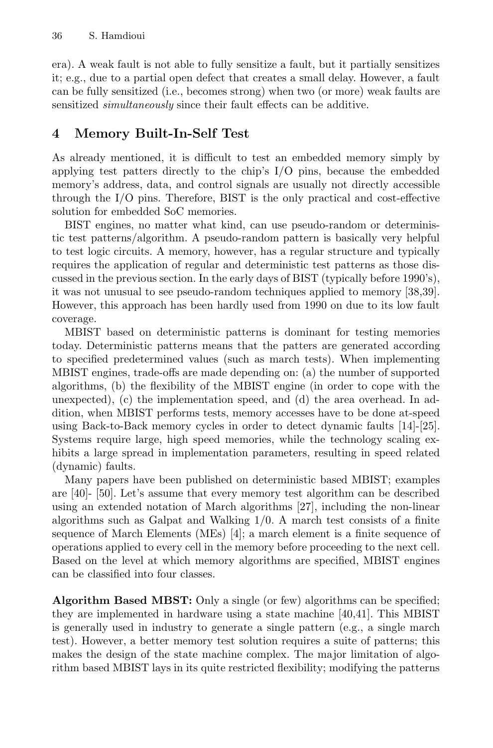era). A weak fault is not able to fully sensitize a fault, but it partially sensitizes it; e.g., due to a partial open defect that creates a small delay. However, a fault can be fully sensitized (i.e., becomes strong) when two (or more) weak faults are sensitized *simultaneously* since their fault effects can be additive.

## 4 Memory Built-In-Self Test

As already mentioned, it is difficult to test an embedded memory simply by applying test patters directly to the chip's I/O pins, because the embedded memory's address, data, and control signals are usually not directly accessible through the I/O pins. Therefore, BIST is the only practical and cost-effective solution for embedded SoC memories.

BIST engines, no matter what kind, can use pseudo-random or deterministic test patterns/algorithm. A pseudo-random pattern is basically very helpful to test logic circuits. A memory, however, has a regular structure and typically requires the application of regular and deterministic test patterns as those discussed in the previous section. In the early days of BIST (typically before 1990's), it was not unusual to see pseudo-random techniques applied to memory [38,39]. However, this approach has been hardly used from 1990 on due to its low fault coverage.

MBIST based on deterministic patterns is dominant for testing memories today. Deterministic patterns means that the patters are generated according to specified predetermined values (such as march tests). When implementing MBIST engines, trade-offs are made depending on: (a) the number of supported algorithms, (b) the flexibility of the MBIST engine (in order to cope with the unexpected), (c) the implementation speed, and (d) the area overhead. In addition, when MBIST performs tests, memory accesses have to be done at-speed using Back-to-Back memory cycles in order to detect dynamic faults [14]-[25]. Systems require large, high speed memories, while the technology scaling exhibits a large spread in implementation parameters, resulting in speed related (dynamic) faults.

Many papers have been published on deterministic based MBIST; examples are [40]- [50]. Let's assume that every memory test algorithm can be described using an extended notation of March algorithms [27], including the non-linear algorithms such as Galpat and Walking 1/0. A march test consists of a finite sequence of March Elements (MEs) [4]; a march element is a finite sequence of operations applied to every cell in the memory before proceeding to the next cell. Based on the level at which memory algorithms are specified, MBIST engines can be classified into four classes.

**Algorithm Based MBST:** Only a single (or few) algorithms can be specified; they are implemented in hardware using a state machine [40,41]. This MBIST is generally used in industry to generate a single pattern (e.g., a single march test). However, a better memory test solution requires a suite of patterns; this makes the design of the state machine complex. The major limitation of algorithm based MBIST lays in its quite restricted flexibility; modifying the patterns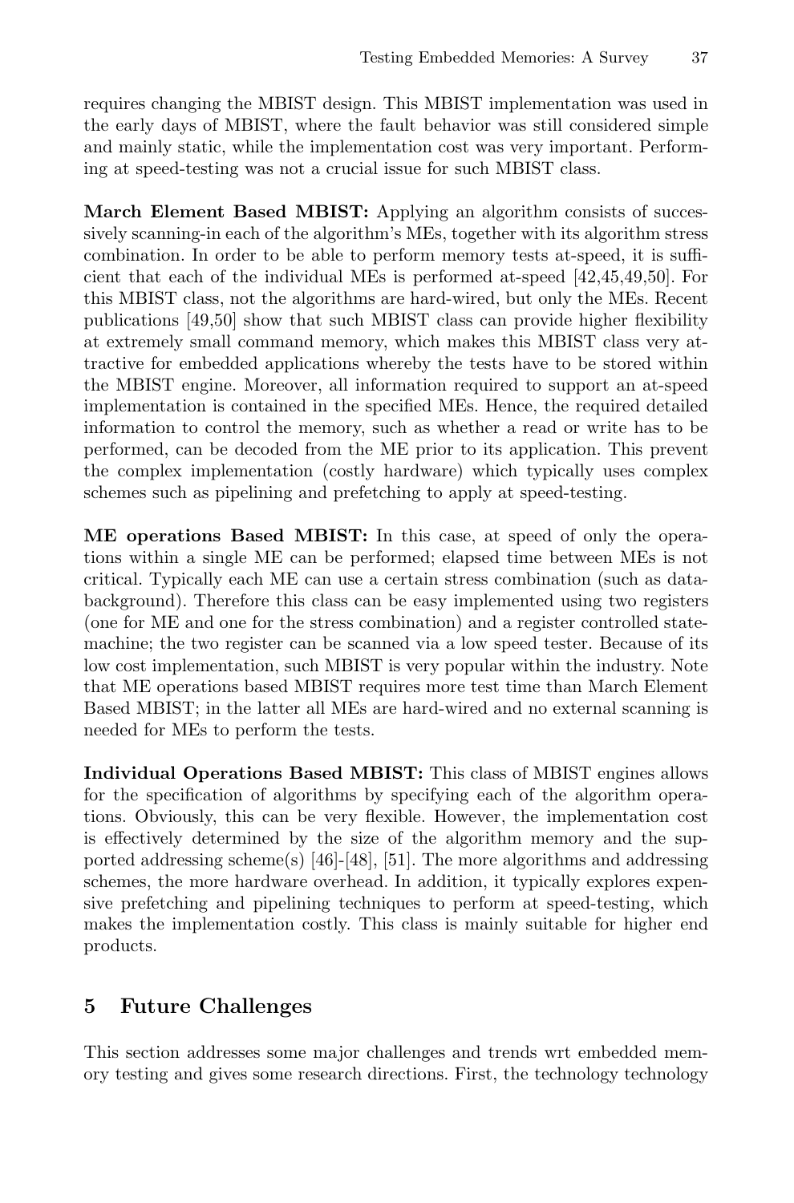requires changing the MBIST design. This MBIST implementation was used in the early days of MBIST, where the fault behavior was still considered simple and mainly static, while the implementation cost was very important. Performing at speed-testing was not a crucial issue for such MBIST class.

**March Element Based MBIST:** Applying an algorithm consists of successively scanning-in each of the algorithm's MEs, together with its algorithm stress combination. In order to be able to perform memory tests at-speed, it is sufficient that each of the individual MEs is performed at-speed [42,45,49,50]. For this MBIST class, not the algorithms are hard-wired, but only the MEs. Recent publications [49,50] show that such MBIST class can provide higher flexibility at extremely small command memory, which makes this MBIST class very attractive for embedded applications whereby the tests have to be stored within the MBIST engine. Moreover, all information required to support an at-speed implementation is contained in the specified MEs. Hence, the required detailed information to control the memory, such as whether a read or write has to be performed, can be decoded from the ME prior to its application. This prevent the complex implementation (costly hardware) which typically uses complex schemes such as pipelining and prefetching to apply at speed-testing.

**ME operations Based MBIST:** In this case, at speed of only the operations within a single ME can be performed; elapsed time between MEs is not critical. Typically each ME can use a certain stress combination (such as data-background). Therefore this class can be easy implemented using two registers (one for ME and one for the stress combination) and a register controlled state-machine; the two register can be scanned via a low speed tester. Because of its low cost implementation, such MBIST is very popular within the industry. Note that ME operations based MBIST requires more test time than March Element Based MBIST; in the latter all MEs are hard-wired and no external scanning is needed for MEs to perform the tests.

**Individual Operations Based MBIST:** This class of MBIST engines allows for the specification of algorithms by specifying each of the algorithm operations. Obviously, this can be very flexible. However, the implementation cost is effectively determined by the size of the algorithm memory and the supported addressing scheme(s) [46]-[48], [51]. The more algorithms and addressing schemes, the more hardware overhead. In addition, it typically explores expensive prefetching and pipelining techniques to perform at speed-testing, which makes the implementation costly. This class is mainly suitable for higher end products.

## 5 Future Challenges

This section addresses some major challenges and trends wrt embedded memory testing and gives some research directions. First, the technology technology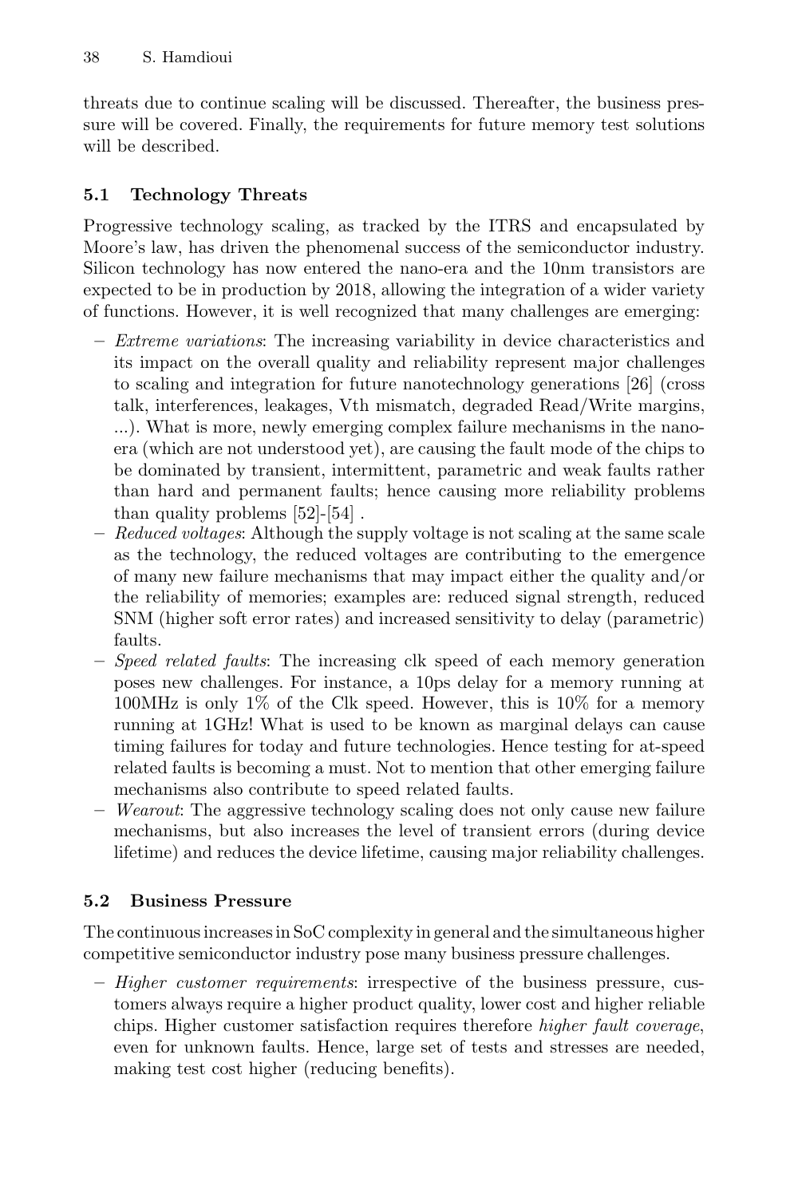threats due to continue scaling will be discussed. Thereafter, the business pressure will be covered. Finally, the requirements for future memory test solutions will be described.

### 5.1 Technology Threats

Progressive technology scaling, as tracked by the ITRS and encapsulated by Moore's law, has driven the phenomenal success of the semiconductor industry. Silicon technology has now entered the nano-era and the 10nm transistors are expected to be in production by 2018, allowing the integration of a wider variety of functions. However, it is well recognized that many challenges are emerging:

- *Extreme variations*: The increasing variability in device characteristics and its impact on the overall quality and reliability represent major challenges to scaling and integration for future nanotechnology generations [26] (cross talk, interferences, leakages, Vth mismatch, degraded Read/Write margins, ...). What is more, newly emerging complex failure mechanisms in the nano-era (which are not understood yet), are causing the fault mode of the chips to be dominated by transient, intermittent, parametric and weak faults rather than hard and permanent faults; hence causing more reliability problems than quality problems [52]-[54] .
- *Reduced voltages*: Although the supply voltage is not scaling at the same scale as the technology, the reduced voltages are contributing to the emergence of many new failure mechanisms that may impact either the quality and/or the reliability of memories; examples are: reduced signal strength, reduced SNM (higher soft error rates) and increased sensitivity to delay (parametric) faults.
- *Speed related faults*: The increasing clk speed of each memory generation poses new challenges. For instance, a 10ps delay for a memory running at 100MHz is only 1% of the Clk speed. However, this is 10% for a memory running at 1GHz! What is used to be known as marginal delays can cause timing failures for today and future technologies. Hence testing for at-speed related faults is becoming a must. Not to mention that other emerging failure mechanisms also contribute to speed related faults.
- *Wearout*: The aggressive technology scaling does not only cause new failure mechanisms, but also increases the level of transient errors (during device lifetime) and reduces the device lifetime, causing major reliability challenges.

### 5.2 Business Pressure

The continuous increases in SoC complexity in general and the simultaneous higher competitive semiconductor industry pose many business pressure challenges.

- *Higher customer requirements*: irrespective of the business pressure, customers always require a higher product quality, lower cost and higher reliable chips. Higher customer satisfaction requires therefore *higher fault coverage*, even for unknown faults. Hence, large set of tests and stresses are needed, making test cost higher (reducing benefits).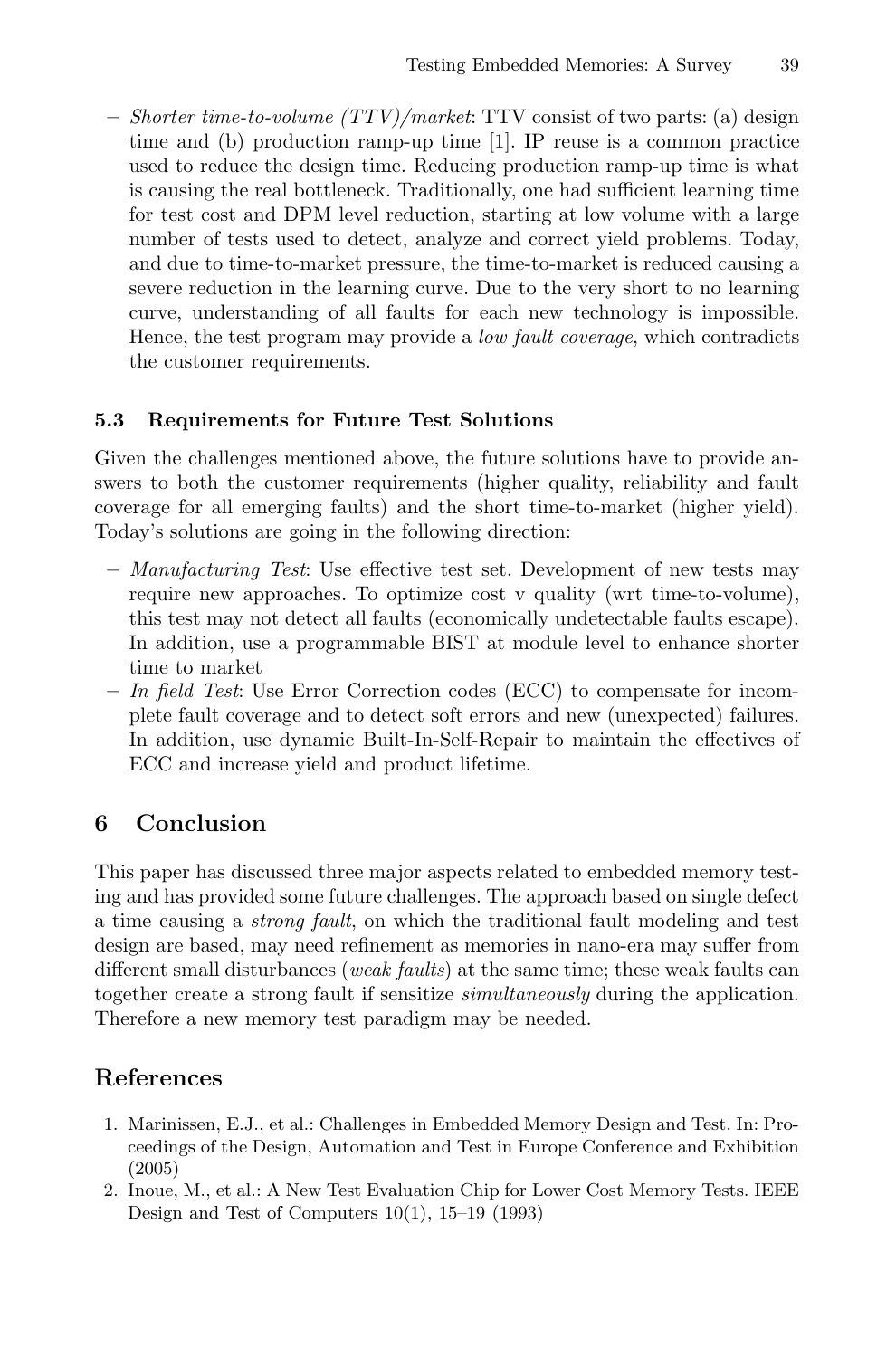– *Shorter time-to-volume (TTV)/market*: TTV consist of two parts: (a) design time and (b) production ramp-up time [1]. IP reuse is a common practice used to reduce the design time. Reducing production ramp-up time is what is causing the real bottleneck. Traditionally, one had sufficient learning time for test cost and DPM level reduction, starting at low volume with a large number of tests used to detect, analyze and correct yield problems. Today, and due to time-to-market pressure, the time-to-market is reduced causing a severe reduction in the learning curve. Due to the very short to no learning curve, understanding of all faults for each new technology is impossible. Hence, the test program may provide a *low fault coverage*, which contradicts the customer requirements.

### 5.3 Requirements for Future Test Solutions

Given the challenges mentioned above, the future solutions have to provide answers to both the customer requirements (higher quality, reliability and fault coverage for all emerging faults) and the short time-to-market (higher yield). Today's solutions are going in the following direction:

– *Manufacturing Test*: Use effective test set. Development of new tests may require new approaches. To optimize cost v quality (wrt time-to-volume), this test may not detect all faults (economically undetectable faults escape). In addition, use a programmable BIST at module level to enhance shorter time to market
– *In field Test*: Use Error Correction codes (ECC) to compensate for incomplete fault coverage and to detect soft errors and new (unexpected) failures. In addition, use dynamic Built-In-Self-Repair to maintain the effectives of ECC and increase yield and product lifetime.

## 6 Conclusion

This paper has discussed three major aspects related to embedded memory testing and has provided some future challenges. The approach based on single defect a time causing a *strong fault*, on which the traditional fault modeling and test design are based, may need refinement as memories in nano-era may suffer from different small disturbances (*weak faults*) at the same time; these weak faults can together create a strong fault if sensitize *simultaneously* during the application. Therefore a new memory test paradigm may be needed.

## References

1. Marinissen, E.J., et al.: Challenges in Embedded Memory Design and Test. In: Proceedings of the Design, Automation and Test in Europe Conference and Exhibition (2005)
2. Inoue, M., et al.: A New Test Evaluation Chip for Lower Cost Memory Tests. IEEE Design and Test of Computers 10(1), 15–19 (1993)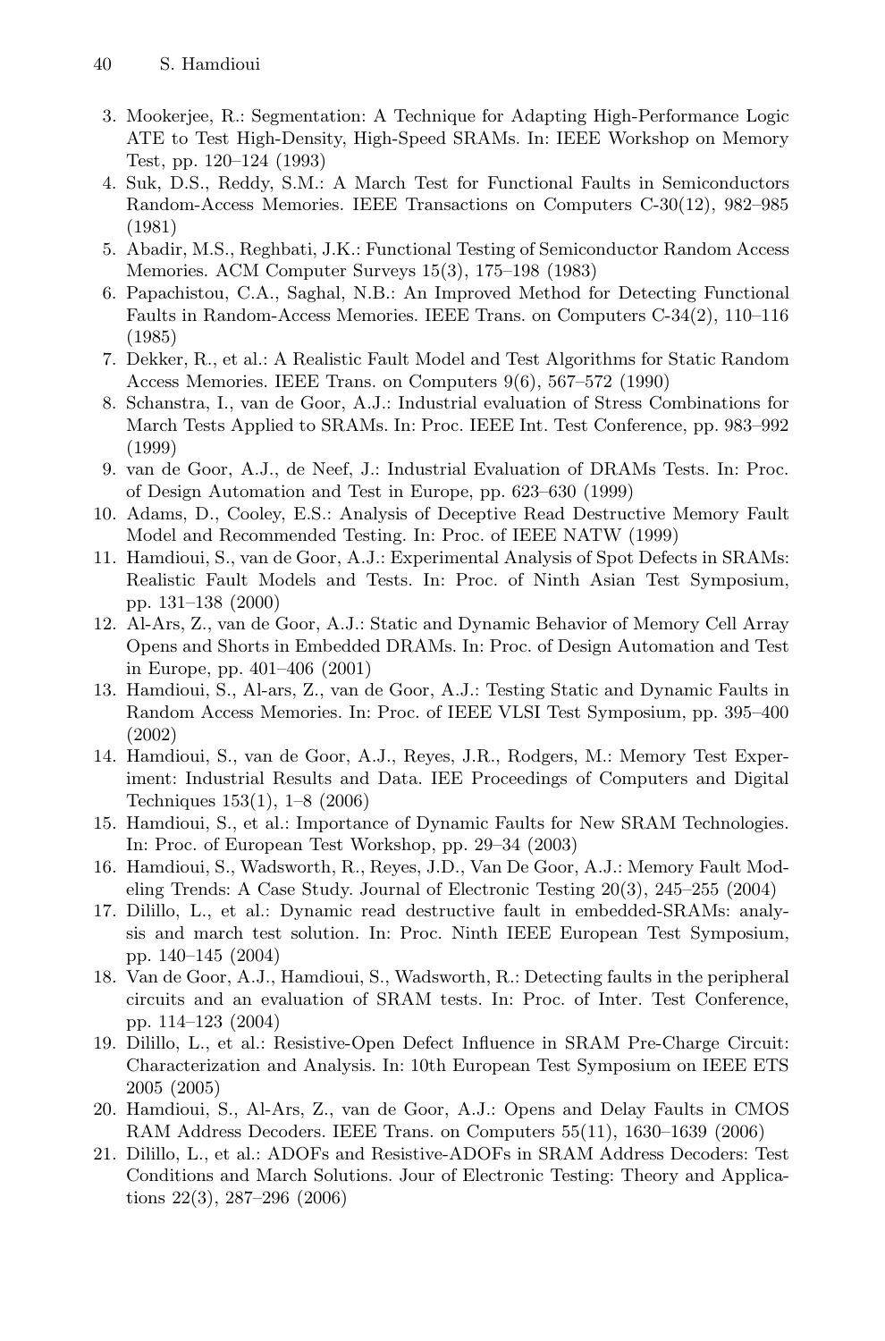3. Mookerjee, R.: Segmentation: A Technique for Adapting High-Performance Logic ATE to Test High-Density, High-Speed SRAMs. In: IEEE Workshop on Memory Test, pp. 120–124 (1993)
4. Suk, D.S., Reddy, S.M.: A March Test for Functional Faults in Semiconductors Random-Access Memories. IEEE Transactions on Computers C-30(12), 982–985 (1981)
5. Abadir, M.S., Reghbati, J.K.: Functional Testing of Semiconductor Random Access Memories. ACM Computer Surveys 15(3), 175–198 (1983)
6. Papachistou, C.A., Saghal, N.B.: An Improved Method for Detecting Functional Faults in Random-Access Memories. IEEE Trans. on Computers C-34(2), 110–116 (1985)
7. Dekker, R., et al.: A Realistic Fault Model and Test Algorithms for Static Random Access Memories. IEEE Trans. on Computers 9(6), 567–572 (1990)
8. Schanstra, I., van de Goor, A.J.: Industrial evaluation of Stress Combinations for March Tests Applied to SRAMs. In: Proc. IEEE Int. Test Conference, pp. 983–992 (1999)
9. van de Goor, A.J., de Neef, J.: Industrial Evaluation of DRAMs Tests. In: Proc. of Design Automation and Test in Europe, pp. 623–630 (1999)
10. Adams, D., Cooley, E.S.: Analysis of Deceptive Read Destructive Memory Fault Model and Recommended Testing. In: Proc. of IEEE NATW (1999)
11. Hamdioui, S., van de Goor, A.J.: Experimental Analysis of Spot Defects in SRAMs: Realistic Fault Models and Tests. In: Proc. of Ninth Asian Test Symposium, pp. 131–138 (2000)
12. Al-Ars, Z., van de Goor, A.J.: Static and Dynamic Behavior of Memory Cell Array Opens and Shorts in Embedded DRAMs. In: Proc. of Design Automation and Test in Europe, pp. 401–406 (2001)
13. Hamdioui, S., Al-ars, Z., van de Goor, A.J.: Testing Static and Dynamic Faults in Random Access Memories. In: Proc. of IEEE VLSI Test Symposium, pp. 395–400 (2002)
14. Hamdioui, S., van de Goor, A.J., Reyes, J.R., Rodgers, M.: Memory Test Experiment: Industrial Results and Data. IEE Proceedings of Computers and Digital Techniques 153(1), 1–8 (2006)
15. Hamdioui, S., et al.: Importance of Dynamic Faults for New SRAM Technologies. In: Proc. of European Test Workshop, pp. 29–34 (2003)
16. Hamdioui, S., Wadsworth, R., Reyes, J.D., Van De Goor, A.J.: Memory Fault Modeling Trends: A Case Study. Journal of Electronic Testing 20(3), 245–255 (2004)
17. Dilillo, L., et al.: Dynamic read destructive fault in embedded-SRAMs: analysis and march test solution. In: Proc. Ninth IEEE European Test Symposium, pp. 140–145 (2004)
18. Van de Goor, A.J., Hamdioui, S., Wadsworth, R.: Detecting faults in the peripheral circuits and an evaluation of SRAM tests. In: Proc. of Inter. Test Conference, pp. 114–123 (2004)
19. Dilillo, L., et al.: Resistive-Open Defect Influence in SRAM Pre-Charge Circuit: Characterization and Analysis. In: 10th European Test Symposium on IEEE ETS 2005 (2005)
20. Hamdioui, S., Al-Ars, Z., van de Goor, A.J.: Opens and Delay Faults in CMOS RAM Address Decoders. IEEE Trans. on Computers 55(11), 1630–1639 (2006)
21. Dilillo, L., et al.: ADOFs and Resistive-ADOFs in SRAM Address Decoders: Test Conditions and March Solutions. Jour of Electronic Testing: Theory and Applications 22(3), 287–296 (2006)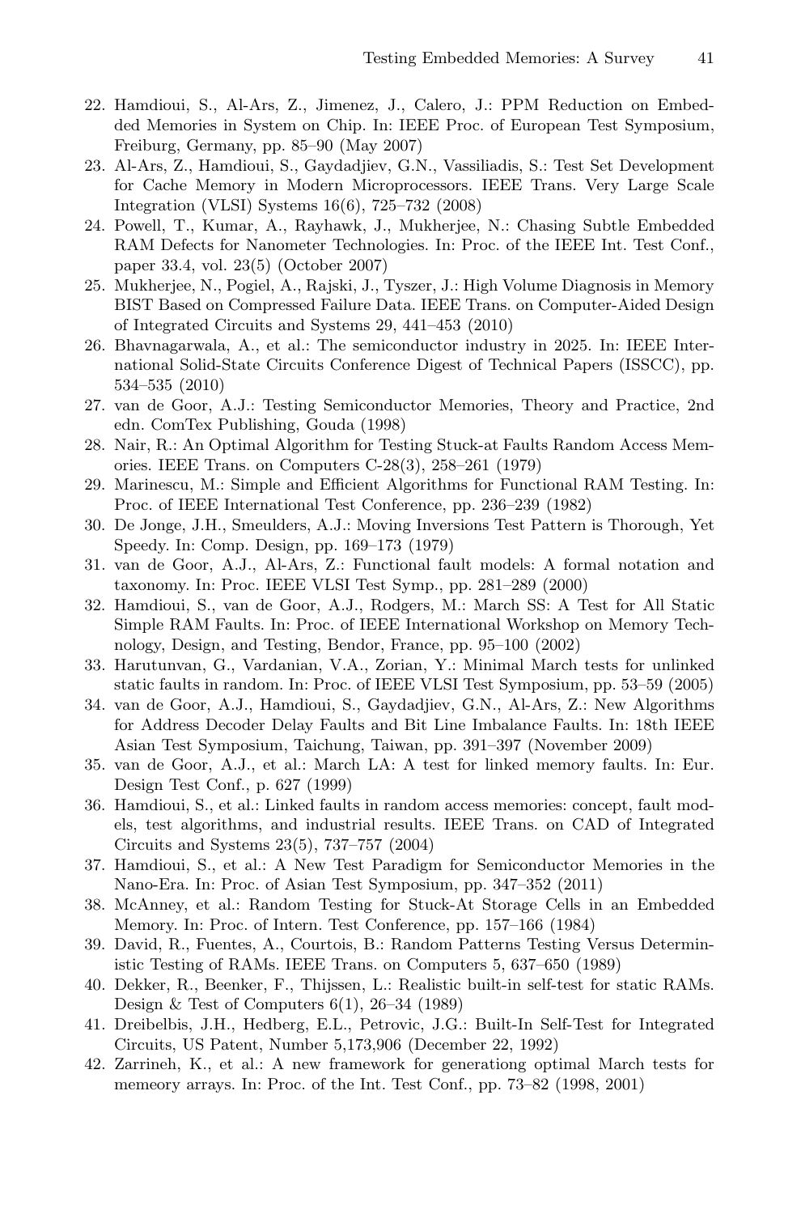22. Hamdioui, S., Al-Ars, Z., Jimenez, J., Calero, J.: PPM Reduction on Embedded Memories in System on Chip. In: IEEE Proc. of European Test Symposium, Freiburg, Germany, pp. 85–90 (May 2007)
23. Al-Ars, Z., Hamdioui, S., Gaydadjiev, G.N., Vassiliadis, S.: Test Set Development for Cache Memory in Modern Microprocessors. IEEE Trans. Very Large Scale Integration (VLSI) Systems 16(6), 725–732 (2008)
24. Powell, T., Kumar, A., Rayhawk, J., Mukherjee, N.: Chasing Subtle Embedded RAM Defects for Nanometer Technologies. In: Proc. of the IEEE Int. Test Conf., paper 33.4, vol. 23(5) (October 2007)
25. Mukherjee, N., Pogiel, A., Rajski, J., Tyszer, J.: High Volume Diagnosis in Memory BIST Based on Compressed Failure Data. IEEE Trans. on Computer-Aided Design of Integrated Circuits and Systems 29, 441–453 (2010)
26. Bhavnagarwala, A., et al.: The semiconductor industry in 2025. In: IEEE International Solid-State Circuits Conference Digest of Technical Papers (ISSCC), pp. 534–535 (2010)
27. van de Goor, A.J.: Testing Semiconductor Memories, Theory and Practice, 2nd edn. ComTex Publishing, Gouda (1998)
28. Nair, R.: An Optimal Algorithm for Testing Stuck-at Faults Random Access Memories. IEEE Trans. on Computers C-28(3), 258–261 (1979)
29. Marinescu, M.: Simple and Efficient Algorithms for Functional RAM Testing. In: Proc. of IEEE International Test Conference, pp. 236–239 (1982)
30. De Jonge, J.H., Smeulders, A.J.: Moving Inversions Test Pattern is Thorough, Yet Speedy. In: Comp. Design, pp. 169–173 (1979)
31. van de Goor, A.J., Al-Ars, Z.: Functional fault models: A formal notation and taxonomy. In: Proc. IEEE VLSI Test Symp., pp. 281–289 (2000)
32. Hamdioui, S., van de Goor, A.J., Rodgers, M.: March SS: A Test for All Static Simple RAM Faults. In: Proc. of IEEE International Workshop on Memory Technology, Design, and Testing, Bendor, France, pp. 95–100 (2002)
33. Harutunvan, G., Vardanian, V.A., Zorian, Y.: Minimal March tests for unlinked static faults in random. In: Proc. of IEEE VLSI Test Symposium, pp. 53–59 (2005)
34. van de Goor, A.J., Hamdioui, S., Gaydadjiev, G.N., Al-Ars, Z.: New Algorithms for Address Decoder Delay Faults and Bit Line Imbalance Faults. In: 18th IEEE Asian Test Symposium, Taichung, Taiwan, pp. 391–397 (November 2009)
35. van de Goor, A.J., et al.: March LA: A test for linked memory faults. In: Eur. Design Test Conf., p. 627 (1999)
36. Hamdioui, S., et al.: Linked faults in random access memories: concept, fault models, test algorithms, and industrial results. IEEE Trans. on CAD of Integrated Circuits and Systems 23(5), 737–757 (2004)
37. Hamdioui, S., et al.: A New Test Paradigm for Semiconductor Memories in the Nano-Era. In: Proc. of Asian Test Symposium, pp. 347–352 (2011)
38. McAnney, et al.: Random Testing for Stuck-At Storage Cells in an Embedded Memory. In: Proc. of Intern. Test Conference, pp. 157–166 (1984)
39. David, R., Fuentes, A., Courtois, B.: Random Patterns Testing Versus Deterministic Testing of RAMs. IEEE Trans. on Computers 5, 637–650 (1989)
40. Dekker, R., Beenker, F., Thijssen, L.: Realistic built-in self-test for static RAMs. Design & Test of Computers 6(1), 26–34 (1989)
41. Dreibelbis, J.H., Hedberg, E.L., Petrovic, J.G.: Built-In Self-Test for Integrated Circuits, US Patent, Number 5,173,906 (December 22, 1992)
42. Zarrineh, K., et al.: A new framework for generationg optimal March tests for memeory arrays. In: Proc. of the Int. Test Conf., pp. 73–82 (1998, 2001)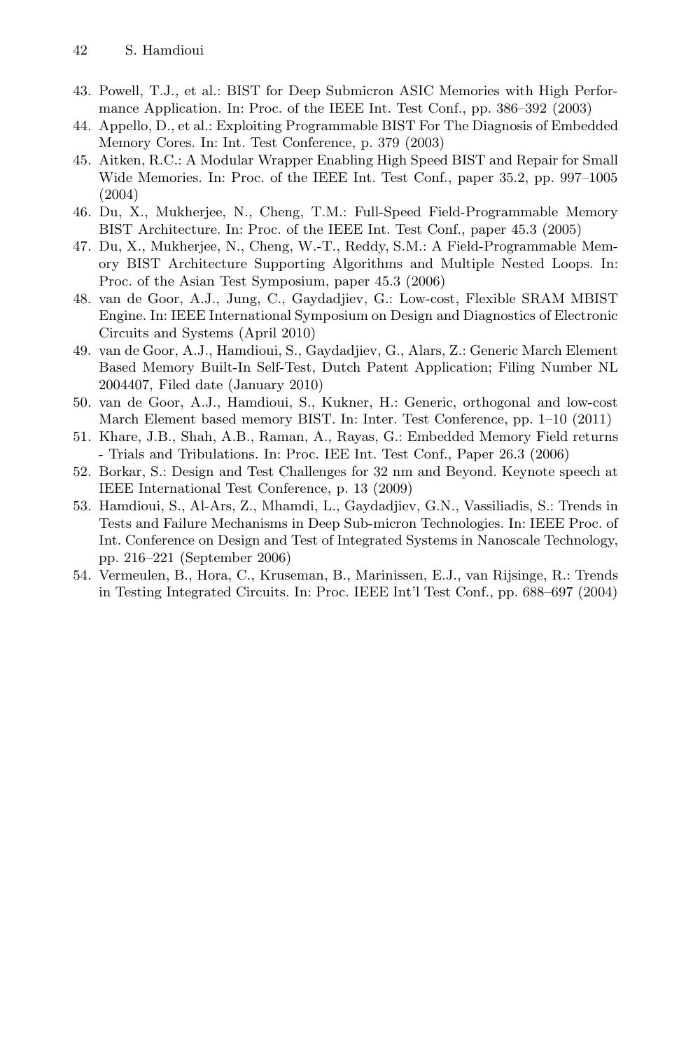43. Powell, T.J., et al.: BIST for Deep Submicron ASIC Memories with High Performance Application. In: Proc. of the IEEE Int. Test Conf., pp. 386–392 (2003)
44. Appello, D., et al.: Exploiting Programmable BIST For The Diagnosis of Embedded Memory Cores. In: Int. Test Conference, p. 379 (2003)
45. Aitken, R.C.: A Modular Wrapper Enabling High Speed BIST and Repair for Small Wide Memories. In: Proc. of the IEEE Int. Test Conf., paper 35.2, pp. 997–1005 (2004)
46. Du, X., Mukherjee, N., Cheng, T.M.: Full-Speed Field-Programmable Memory BIST Architecture. In: Proc. of the IEEE Int. Test Conf., paper 45.3 (2005)
47. Du, X., Mukherjee, N., Cheng, W.-T., Reddy, S.M.: A Field-Programmable Memory BIST Architecture Supporting Algorithms and Multiple Nested Loops. In: Proc. of the Asian Test Symposium, paper 45.3 (2006)
48. van de Goor, A.J., Jung, C., Gaydadjiev, G.: Low-cost, Flexible SRAM MBIST Engine. In: IEEE International Symposium on Design and Diagnostics of Electronic Circuits and Systems (April 2010)
49. van de Goor, A.J., Hamdioui, S., Gaydadjiev, G., Alars, Z.: Generic March Element Based Memory Built-In Self-Test, Dutch Patent Application; Filing Number NL 2004407, Filed date (January 2010)
50. van de Goor, A.J., Hamdioui, S., Kukner, H.: Generic, orthogonal and low-cost March Element based memory BIST. In: Inter. Test Conference, pp. 1–10 (2011)
51. Khare, J.B., Shah, A.B., Raman, A., Rayas, G.: Embedded Memory Field returns - Trials and Tribulations. In: Proc. IEE Int. Test Conf., Paper 26.3 (2006)
52. Borkar, S.: Design and Test Challenges for 32 nm and Beyond. Keynote speech at IEEE International Test Conference, p. 13 (2009)
53. Hamdioui, S., Al-Ars, Z., Mhamdi, L., Gaydadjiev, G.N., Vassiliadis, S.: Trends in Tests and Failure Mechanisms in Deep Sub-micron Technologies. In: IEEE Proc. of Int. Conference on Design and Test of Integrated Systems in Nanoscale Technology, pp. 216–221 (September 2006)
54. Vermeulen, B., Hora, C., Kruseman, B., Marinissen, E.J., van Rijsinge, R.: Trends in Testing Integrated Circuits. In: Proc. IEEE Int'l Test Conf., pp. 688–697 (2004)